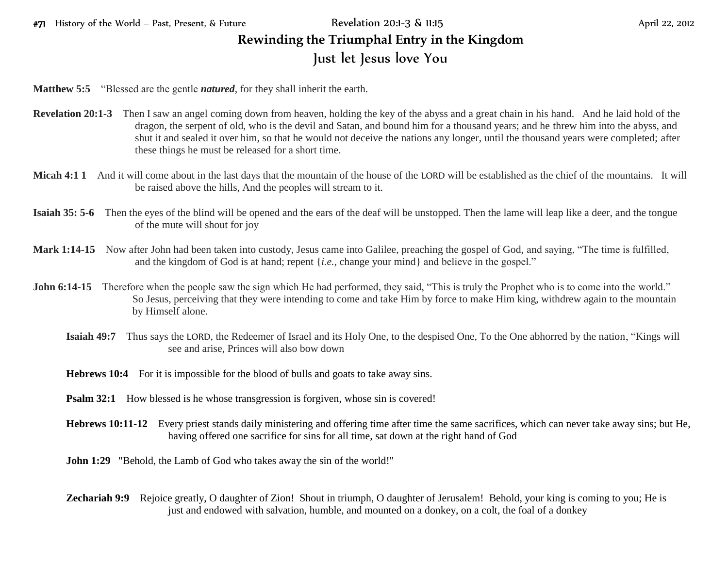**#71** History of the World – Past, Present, & Future Revelation 20:1-3 & 11:15 April 22, 2012

# Rewinding the Triumphal Entry in the Kingdom

## Just let Jesus love You

**Matthew 5:5** "Blessed are the gentle ***natured***, for they shall inherit the earth.

**Revelation 20:1-3** Then I saw an angel coming down from heaven, holding the key of the abyss and a great chain in his hand. And he laid hold of the dragon, the serpent of old, who is the devil and Satan, and bound him for a thousand years; and he threw him into the abyss, and shut it and sealed it over him, so that he would not deceive the nations any longer, until the thousand years were completed; after these things he must be released for a short time.

**Micah 4:1 1** And it will come about in the last days that the mountain of the house of the LORD will be established as the chief of the mountains. It will be raised above the hills, And the peoples will stream to it.

**Isaiah 35: 5-6** Then the eyes of the blind will be opened and the ears of the deaf will be unstopped. Then the lame will leap like a deer, and the tongue of the mute will shout for joy

**Mark 1:14-15** Now after John had been taken into custody, Jesus came into Galilee, preaching the gospel of God, and saying, "The time is fulfilled, and the kingdom of God is at hand; repent {*i.e.*, change your mind} and believe in the gospel."

**John 6:14-15** Therefore when the people saw the sign which He had performed, they said, "This is truly the Prophet who is to come into the world." So Jesus, perceiving that they were intending to come and take Him by force to make Him king, withdrew again to the mountain by Himself alone.

**Isaiah 49:7** Thus says the LORD, the Redeemer of Israel and its Holy One, to the despised One, To the One abhorred by the nation, "Kings will see and arise, Princes will also bow down

**Hebrews 10:4** For it is impossible for the blood of bulls and goats to take away sins.

**Psalm 32:1** How blessed is he whose transgression is forgiven, whose sin is covered!

**Hebrews 10:11-12** Every priest stands daily ministering and offering time after time the same sacrifices, which can never take away sins; but He, having offered one sacrifice for sins for all time, sat down at the right hand of God

**John 1:29** "Behold, the Lamb of God who takes away the sin of the world!"

**Zechariah 9:9** Rejoice greatly, O daughter of Zion! Shout in triumph, O daughter of Jerusalem! Behold, your king is coming to you; He is just and endowed with salvation, humble, and mounted on a donkey, on a colt, the foal of a donkey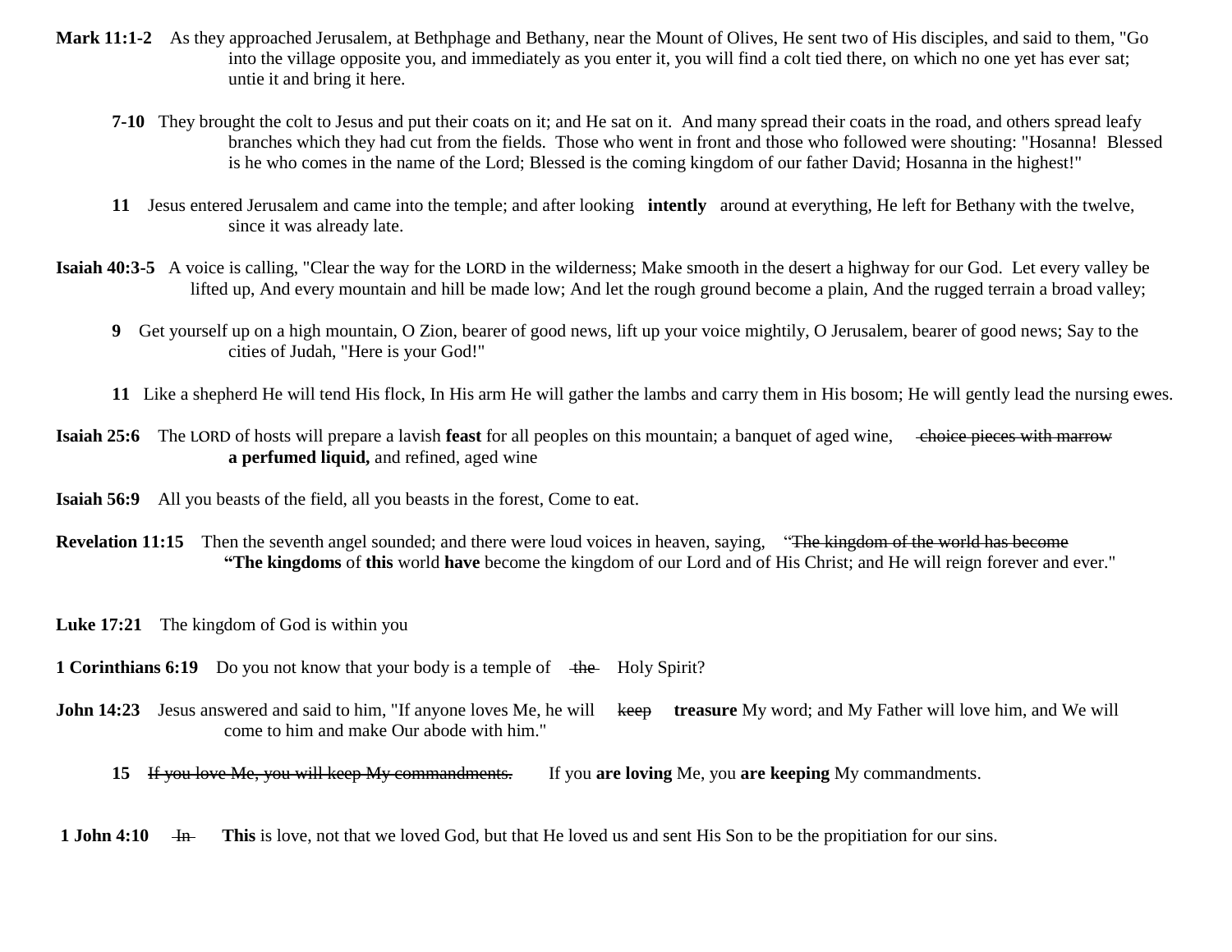**Mark 11:1-2** As they approached Jerusalem, at Bethphage and Bethany, near the Mount of Olives, He sent two of His disciples, and said to them, "Go into the village opposite you, and immediately as you enter it, you will find a colt tied there, on which no one yet has ever sat; untie it and bring it here.

**7-10** They brought the colt to Jesus and put their coats on it; and He sat on it. And many spread their coats in the road, and others spread leafy branches which they had cut from the fields. Those who went in front and those who followed were shouting: "Hosanna! Blessed is he who comes in the name of the Lord; Blessed is the coming kingdom of our father David; Hosanna in the highest!"

**11** Jesus entered Jerusalem and came into the temple; and after looking **intently** around at everything, He left for Bethany with the twelve, since it was already late.

**Isaiah 40:3-5** A voice is calling, "Clear the way for the LORD in the wilderness; Make smooth in the desert a highway for our God. Let every valley be lifted up, And every mountain and hill be made low; And let the rough ground become a plain, And the rugged terrain a broad valley;

**9** Get yourself up on a high mountain, O Zion, bearer of good news, lift up your voice mightily, O Jerusalem, bearer of good news; Say to the cities of Judah, "Here is your God!"

**11** Like a shepherd He will tend His flock, In His arm He will gather the lambs and carry them in His bosom; He will gently lead the nursing ewes.

**Isaiah 25:6** The LORD of hosts will prepare a lavish **feast** for all peoples on this mountain; a banquet of aged wine, ~~choice pieces with marrow~~ **a perfumed liquid,** and refined, aged wine

**Isaiah 56:9** All you beasts of the field, all you beasts in the forest, Come to eat.

**Revelation 11:15** Then the seventh angel sounded; and there were loud voices in heaven, saying, "~~The kingdom of the world has become~~ **"The kingdoms** of **this** world **have** become the kingdom of our Lord and of His Christ; and He will reign forever and ever."

**Luke 17:21** The kingdom of God is within you

**1 Corinthians 6:19** Do you not know that your body is a temple of ~~the~~ Holy Spirit?

**John 14:23** Jesus answered and said to him, "If anyone loves Me, he will ~~keep~~ **treasure** My word; and My Father will love him, and We will come to him and make Our abode with him."

**15** ~~If you love Me, you will keep My commandments.~~ If you **are loving** Me, you **are keeping** My commandments.

**1 John 4:10** ~~In~~ **This** is love, not that we loved God, but that He loved us and sent His Son to be the propitiation for our sins.